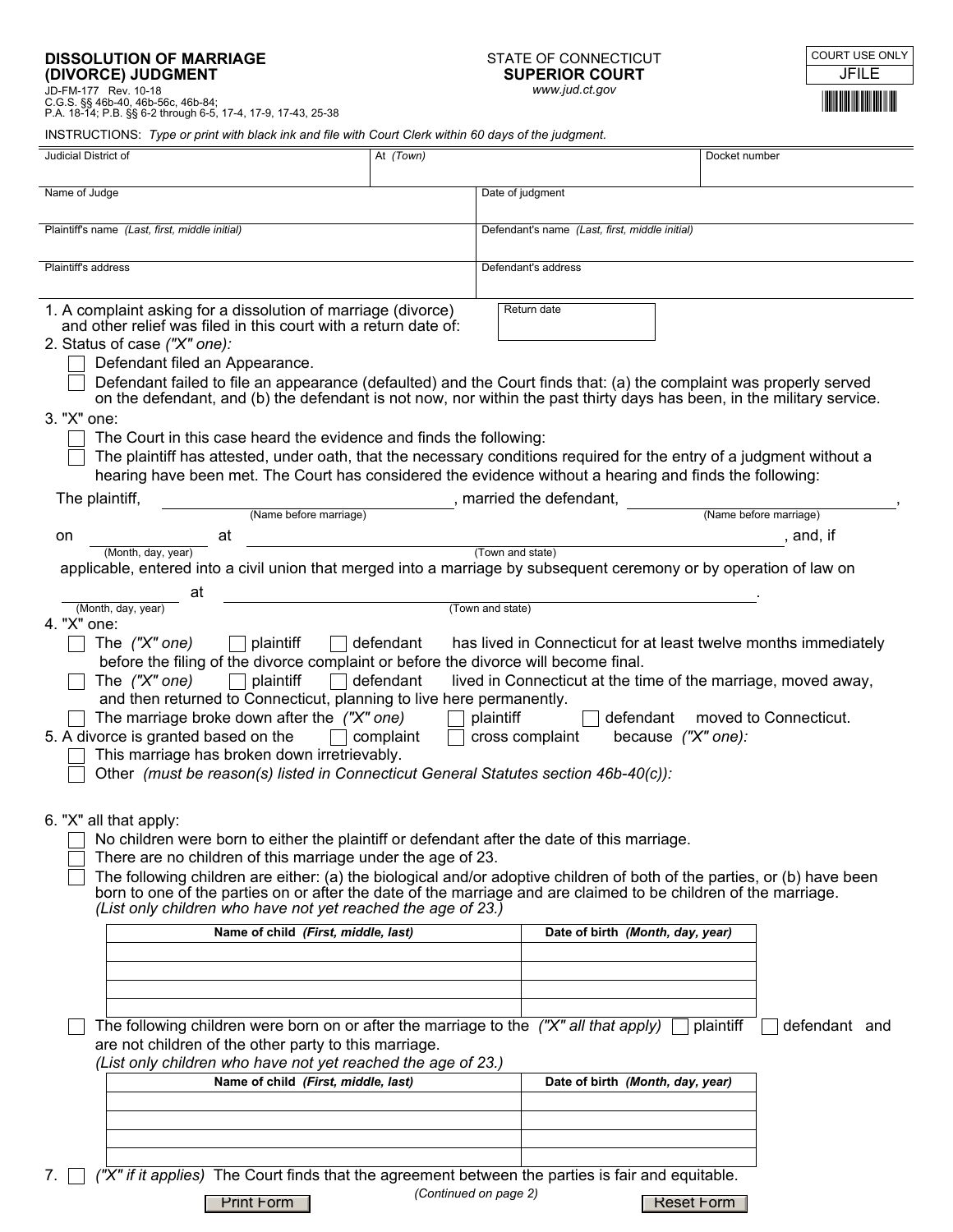**DISSOLUTION OF MARRIAGE (DIVORCE) JUDGMENT**

JD-FM-177 Rev. 10-18
C.G.S. §§ 46b-40, 46b-56c, 46b-84;
P.A. 18-14; P.B. §§ 6-2 through 6-5, 17-4, 17-9, 17-43, 25-38

STATE OF CONNECTICUT
**SUPERIOR COURT**
www.jud.ct.gov

COURT USE ONLY
JFILE

INSTRUCTIONS: *Type or print with black ink and file with Court Clerk within 60 days of the judgment.*

| Judicial District of | At *(Town)* | Docket number |
|---|---|---|
| | | |

| Name of Judge | Date of judgment |
|---|---|
| Plaintiff's name *(Last, first, middle initial)* | Defendant's name *(Last, first, middle initial)* |
| Plaintiff's address | Defendant's address |

1. A complaint asking for a dissolution of marriage (divorce) and other relief was filed in this court with a return date of: Return date ______

2. Status of case *("X" one):*
   - ☐ Defendant filed an Appearance.
   - ☐ Defendant failed to file an appearance (defaulted) and the Court finds that: (a) the complaint was properly served on the defendant, and (b) the defendant is not now, nor within the past thirty days has been, in the military service.

3. "X" one:
   - ☐ The Court in this case heard the evidence and finds the following:
   - ☐ The plaintiff has attested, under oath, that the necessary conditions required for the entry of a judgment without a hearing have been met. The Court has considered the evidence without a hearing and finds the following:

   The plaintiff, ______________________ *(Name before marriage)*, married the defendant, ______________________ *(Name before marriage)*, on ____________ *(Month, day, year)* at ______________________ *(Town and state)*, and, if applicable, entered into a civil union that merged into a marriage by subsequent ceremony or by operation of law on ____________ *(Month, day, year)* at ______________________ *(Town and state)*.

4. "X" one:
   - ☐ The *("X" one)* ☐ plaintiff ☐ defendant has lived in Connecticut for at least twelve months immediately before the filing of the divorce complaint or before the divorce will become final.
   - ☐ The *("X" one)* ☐ plaintiff ☐ defendant lived in Connecticut at the time of the marriage, moved away, and then returned to Connecticut, planning to live here permanently.
   - ☐ The marriage broke down after the *("X" one)* ☐ plaintiff ☐ defendant moved to Connecticut.

5. A divorce is granted based on the ☐ complaint ☐ cross complaint because *("X" one):*
   - ☐ This marriage has broken down irretrievably.
   - ☐ Other *(must be reason(s) listed in Connecticut General Statutes section 46b-40(c)):*

6. "X" all that apply:
   - ☐ No children were born to either the plaintiff or defendant after the date of this marriage.
   - ☐ There are no children of this marriage under the age of 23.
   - ☐ The following children are either: (a) the biological and/or adoptive children of both of the parties, or (b) have been born to one of the parties on or after the date of the marriage and are claimed to be children of the marriage. *(List only children who have not yet reached the age of 23.)*

| Name of child *(First, middle, last)* | Date of birth *(Month, day, year)* |
|---|---|
| | |
| | |
| | |
| | |

   - ☐ The following children were born on or after the marriage to the *("X" all that apply)* ☐ plaintiff ☐ defendant and are not children of the other party to this marriage. *(List only children who have not yet reached the age of 23.)*

| Name of child *(First, middle, last)* | Date of birth *(Month, day, year)* |
|---|---|
| | |
| | |
| | |
| | |

7. ☐ *("X" if it applies)* The Court finds that the agreement between the parties is fair and equitable.

*(Continued on page 2)*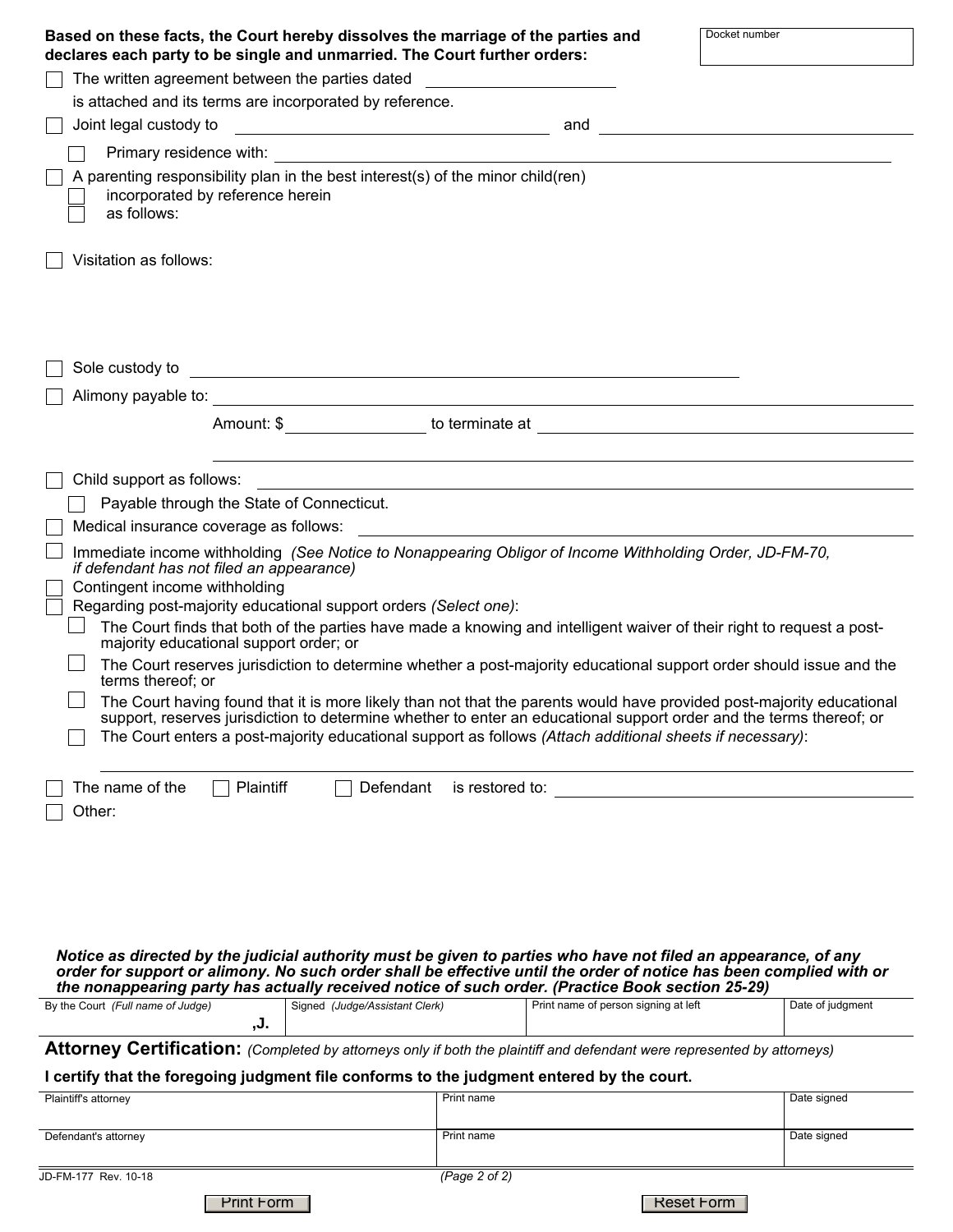**Based on these facts, the Court hereby dissolves the marriage of the parties and declares each party to be single and unmarried. The Court further orders:**

Docket number

☐ The written agreement between the parties dated ______________ is attached and its terms are incorporated by reference.

☐ Joint legal custody to ______________________________ and ______________________________

☐ Primary residence with: ______________________________

☐ A parenting responsibility plan in the best interest(s) of the minor child(ren)
- ☐ incorporated by reference herein
- ☐ as follows:

☐ Visitation as follows:

☐ Sole custody to ______________________________

☐ Alimony payable to: ______________________________

Amount: $ ______________ to terminate at ______________________________

☐ Child support as follows: ______________________________

☐ Payable through the State of Connecticut.

☐ Medical insurance coverage as follows: ______________________________

☐ Immediate income withholding *(See Notice to Nonappearing Obligor of Income Withholding Order, JD-FM-70, if defendant has not filed an appearance)*

☐ Contingent income withholding

☐ Regarding post-majority educational support orders *(Select one)*:
- ☐ The Court finds that both of the parties have made a knowing and intelligent waiver of their right to request a post-majority educational support order; or
- ☐ The Court reserves jurisdiction to determine whether a post-majority educational support order should issue and the terms thereof; or
- ☐ The Court having found that it is more likely than not that the parents would have provided post-majority educational support, reserves jurisdiction to determine whether to enter an educational support order and the terms thereof; or
- ☐ The Court enters a post-majority educational support as follows *(Attach additional sheets if necessary)*:

☐ The name of the ☐ Plaintiff ☐ Defendant is restored to: ______________________________

☐ Other:

***Notice as directed by the judicial authority must be given to parties who have not filed an appearance, of any order for support or alimony. No such order shall be effective until the order of notice has been complied with or the nonappearing party has actually received notice of such order. (Practice Book section 25-29)***

| By the Court *(Full name of Judge)* | Signed *(Judge/Assistant Clerk)* | Print name of person signing at left | Date of judgment |
|---|---|---|---|
| ,J. | | | |

## Attorney Certification: *(Completed by attorneys only if both the plaintiff and defendant were represented by attorneys)*

**I certify that the foregoing judgment file conforms to the judgment entered by the court.**

| Plaintiff's attorney | Print name | Date signed |
|---|---|---|
| Defendant's attorney | Print name | Date signed |

JD-FM-177 Rev. 10-18